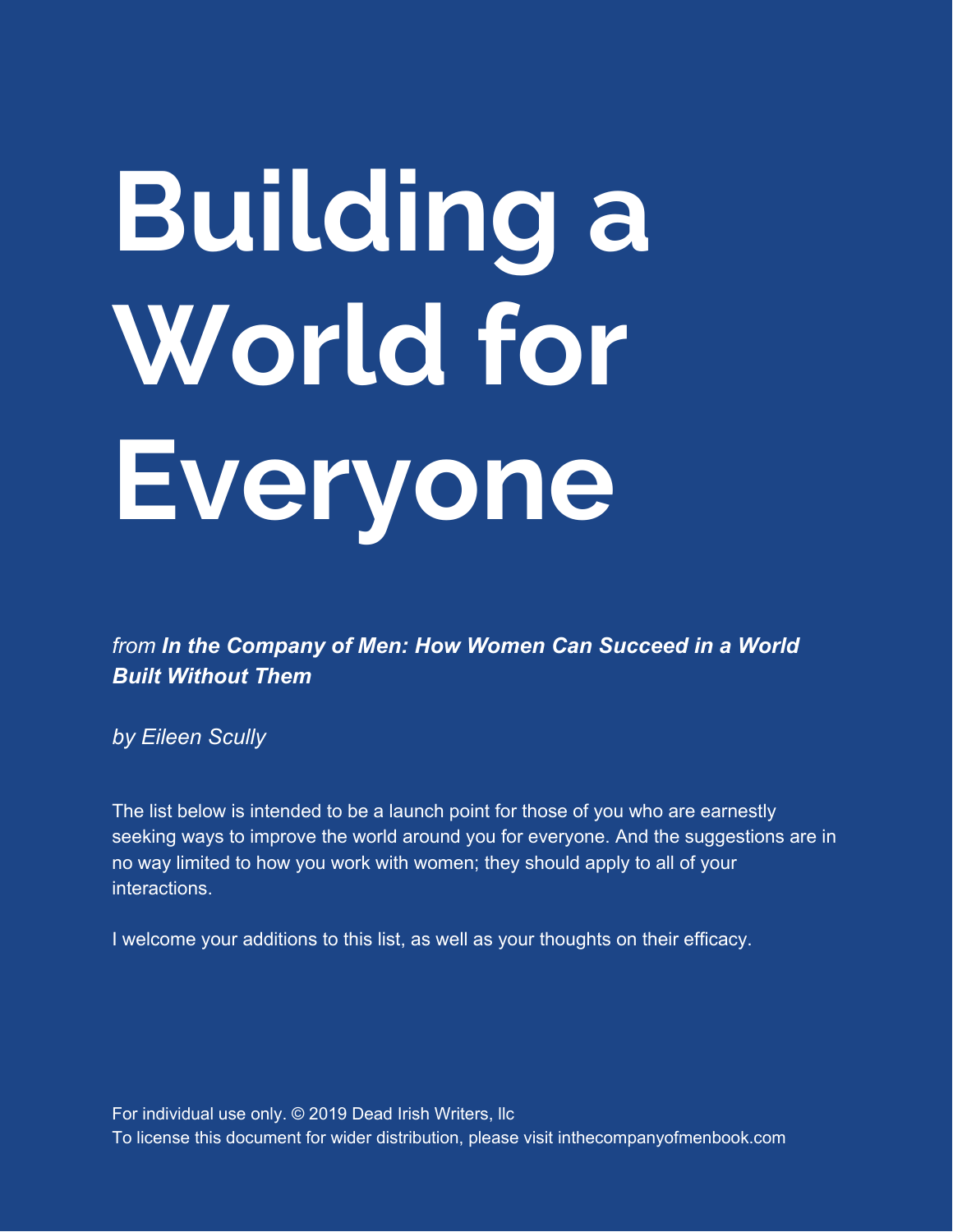# Building a World for Everyone

*from* ***In the Company of Men: How Women Can Succeed in a World Built Without Them***

*by Eileen Scully*

The list below is intended to be a launch point for those of you who are earnestly seeking ways to improve the world around you for everyone. And the suggestions are in no way limited to how you work with women; they should apply to all of your interactions.

I welcome your additions to this list, as well as your thoughts on their efficacy.

For individual use only. © 2019 Dead Irish Writers, llc
To license this document for wider distribution, please visit inthecompanyofmenbook.com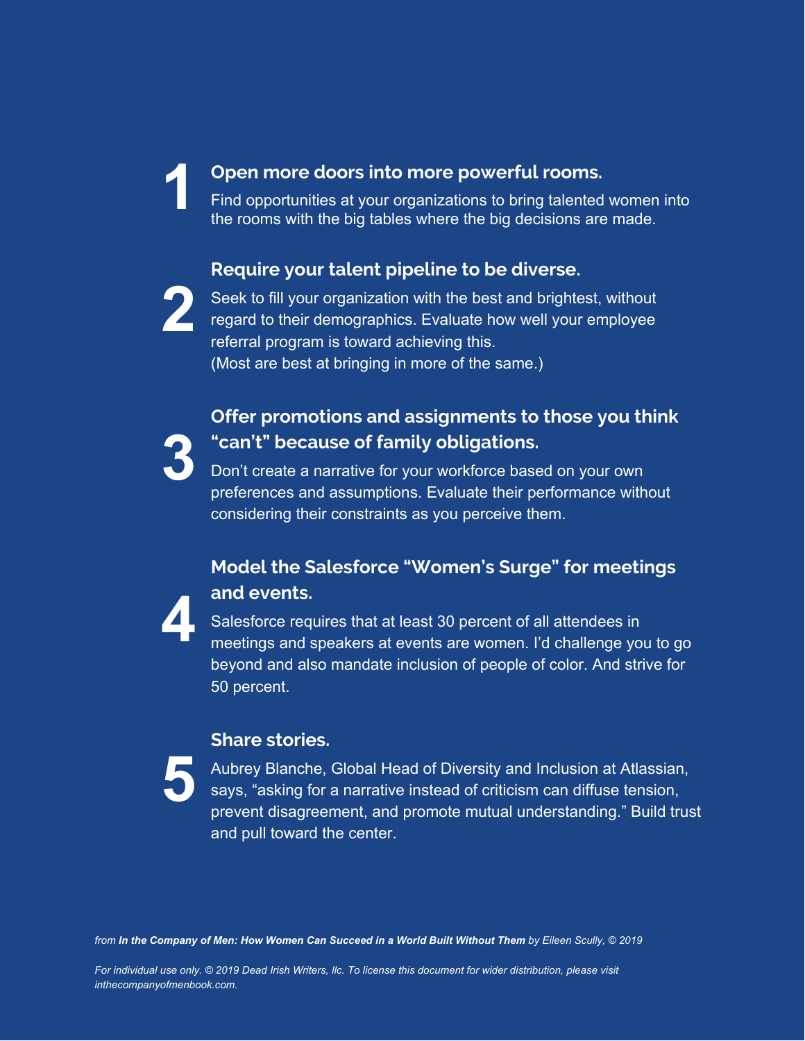## 1 Open more doors into more powerful rooms.

Find opportunities at your organizations to bring talented women into the rooms with the big tables where the big decisions are made.

## 2 Require your talent pipeline to be diverse.

Seek to fill your organization with the best and brightest, without regard to their demographics. Evaluate how well your employee referral program is toward achieving this.
(Most are best at bringing in more of the same.)

## 3 Offer promotions and assignments to those you think "can't" because of family obligations.

Don't create a narrative for your workforce based on your own preferences and assumptions. Evaluate their performance without considering their constraints as you perceive them.

## 4 Model the Salesforce "Women's Surge" for meetings and events.

Salesforce requires that at least 30 percent of all attendees in meetings and speakers at events are women. I'd challenge you to go beyond and also mandate inclusion of people of color. And strive for 50 percent.

## 5 Share stories.

Aubrey Blanche, Global Head of Diversity and Inclusion at Atlassian, says, "asking for a narrative instead of criticism can diffuse tension, prevent disagreement, and promote mutual understanding." Build trust and pull toward the center.

*from **In the Company of Men: How Women Can Succeed in a World Built Without Them** by Eileen Scully, © 2019*

*For individual use only. © 2019 Dead Irish Writers, llc. To license this document for wider distribution, please visit inthecompanyofmenbook.com.*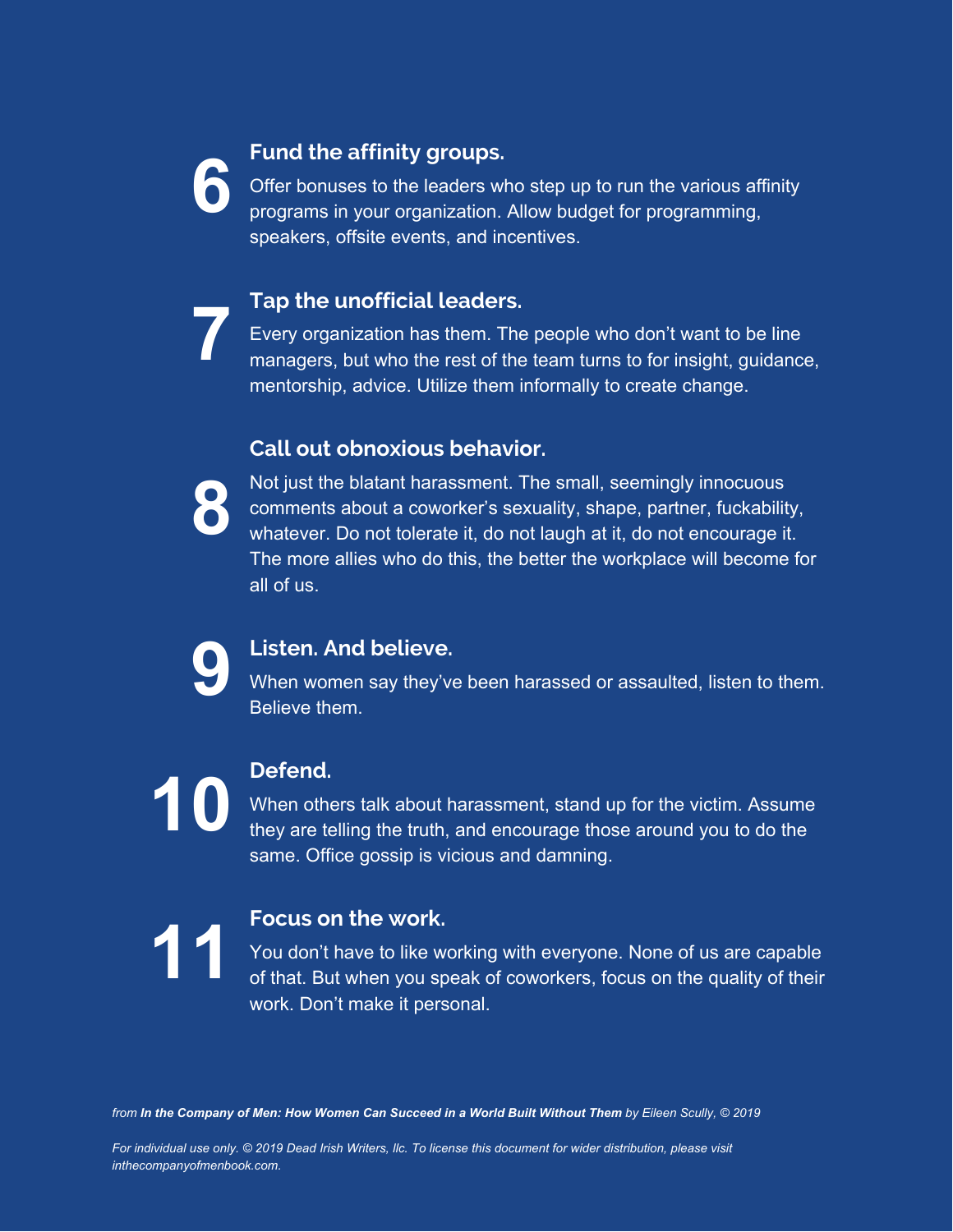## 6 Fund the affinity groups.

Offer bonuses to the leaders who step up to run the various affinity programs in your organization. Allow budget for programming, speakers, offsite events, and incentives.

## 7 Tap the unofficial leaders.

Every organization has them. The people who don't want to be line managers, but who the rest of the team turns to for insight, guidance, mentorship, advice. Utilize them informally to create change.

## 8 Call out obnoxious behavior.

Not just the blatant harassment. The small, seemingly innocuous comments about a coworker's sexuality, shape, partner, fuckability, whatever. Do not tolerate it, do not laugh at it, do not encourage it. The more allies who do this, the better the workplace will become for all of us.

## 9 Listen. And believe.

When women say they've been harassed or assaulted, listen to them. Believe them.

## 10 Defend.

When others talk about harassment, stand up for the victim. Assume they are telling the truth, and encourage those around you to do the same. Office gossip is vicious and damning.

## 11 Focus on the work.

You don't have to like working with everyone. None of us are capable of that. But when you speak of coworkers, focus on the quality of their work. Don't make it personal.

*from **In the Company of Men: How Women Can Succeed in a World Built Without Them** by Eileen Scully, © 2019*

*For individual use only. © 2019 Dead Irish Writers, llc. To license this document for wider distribution, please visit inthecompanyofmenbook.com.*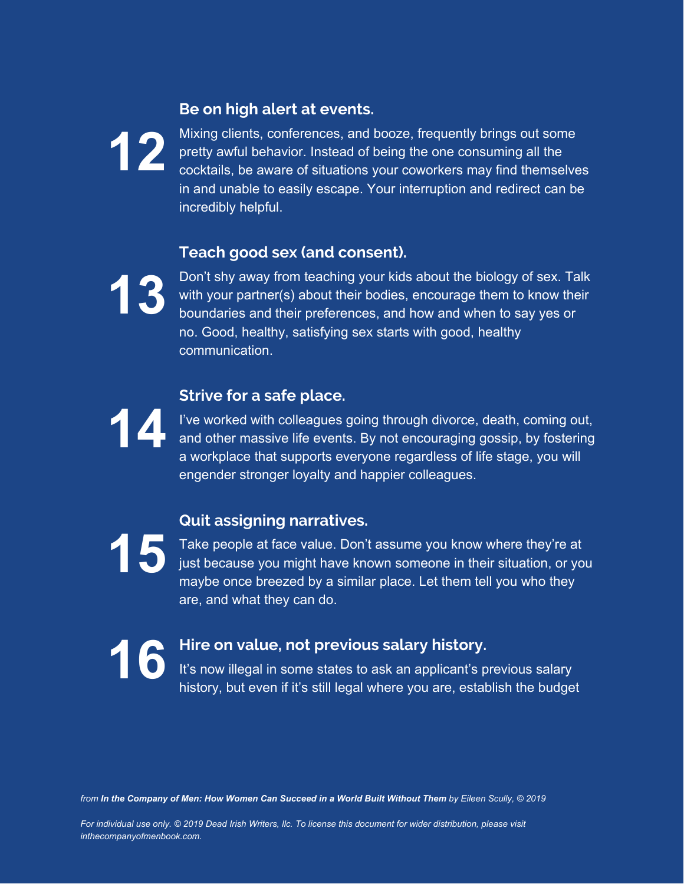## 12 Be on high alert at events.

Mixing clients, conferences, and booze, frequently brings out some pretty awful behavior. Instead of being the one consuming all the cocktails, be aware of situations your coworkers may find themselves in and unable to easily escape. Your interruption and redirect can be incredibly helpful.

## 13 Teach good sex (and consent).

Don't shy away from teaching your kids about the biology of sex. Talk with your partner(s) about their bodies, encourage them to know their boundaries and their preferences, and how and when to say yes or no. Good, healthy, satisfying sex starts with good, healthy communication.

## 14 Strive for a safe place.

I've worked with colleagues going through divorce, death, coming out, and other massive life events. By not encouraging gossip, by fostering a workplace that supports everyone regardless of life stage, you will engender stronger loyalty and happier colleagues.

## 15 Quit assigning narratives.

Take people at face value. Don't assume you know where they're at just because you might have known someone in their situation, or you maybe once breezed by a similar place. Let them tell you who they are, and what they can do.

## 16 Hire on value, not previous salary history.

It's now illegal in some states to ask an applicant's previous salary history, but even if it's still legal where you are, establish the budget

*from **In the Company of Men: How Women Can Succeed in a World Built Without Them** by Eileen Scully, © 2019*

*For individual use only. © 2019 Dead Irish Writers, llc. To license this document for wider distribution, please visit inthecompanyofmenbook.com.*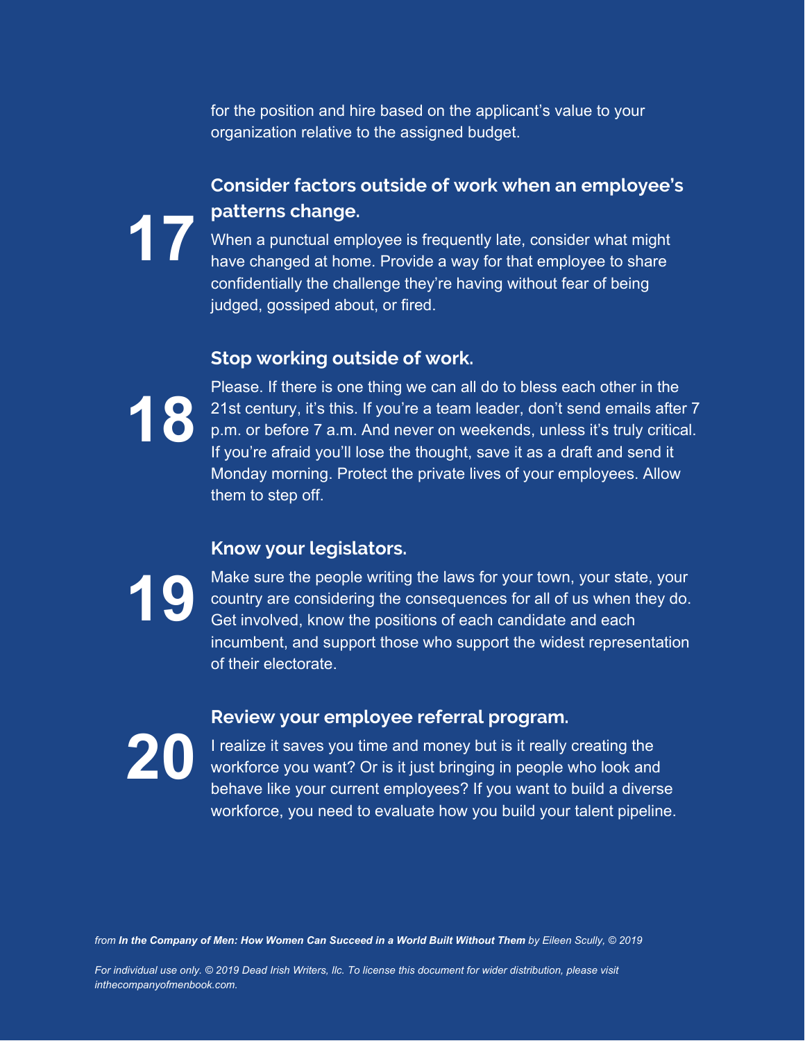for the position and hire based on the applicant's value to your organization relative to the assigned budget.

## 17 Consider factors outside of work when an employee's patterns change.

When a punctual employee is frequently late, consider what might have changed at home. Provide a way for that employee to share confidentially the challenge they're having without fear of being judged, gossiped about, or fired.

## 18 Stop working outside of work.

Please. If there is one thing we can all do to bless each other in the 21st century, it's this. If you're a team leader, don't send emails after 7 p.m. or before 7 a.m. And never on weekends, unless it's truly critical. If you're afraid you'll lose the thought, save it as a draft and send it Monday morning. Protect the private lives of your employees. Allow them to step off.

## 19 Know your legislators.

Make sure the people writing the laws for your town, your state, your country are considering the consequences for all of us when they do. Get involved, know the positions of each candidate and each incumbent, and support those who support the widest representation of their electorate.

## 20 Review your employee referral program.

I realize it saves you time and money but is it really creating the workforce you want? Or is it just bringing in people who look and behave like your current employees? If you want to build a diverse workforce, you need to evaluate how you build your talent pipeline.

*from **In the Company of Men: How Women Can Succeed in a World Built Without Them** by Eileen Scully, © 2019*

*For individual use only. © 2019 Dead Irish Writers, llc. To license this document for wider distribution, please visit inthecompanyofmenbook.com.*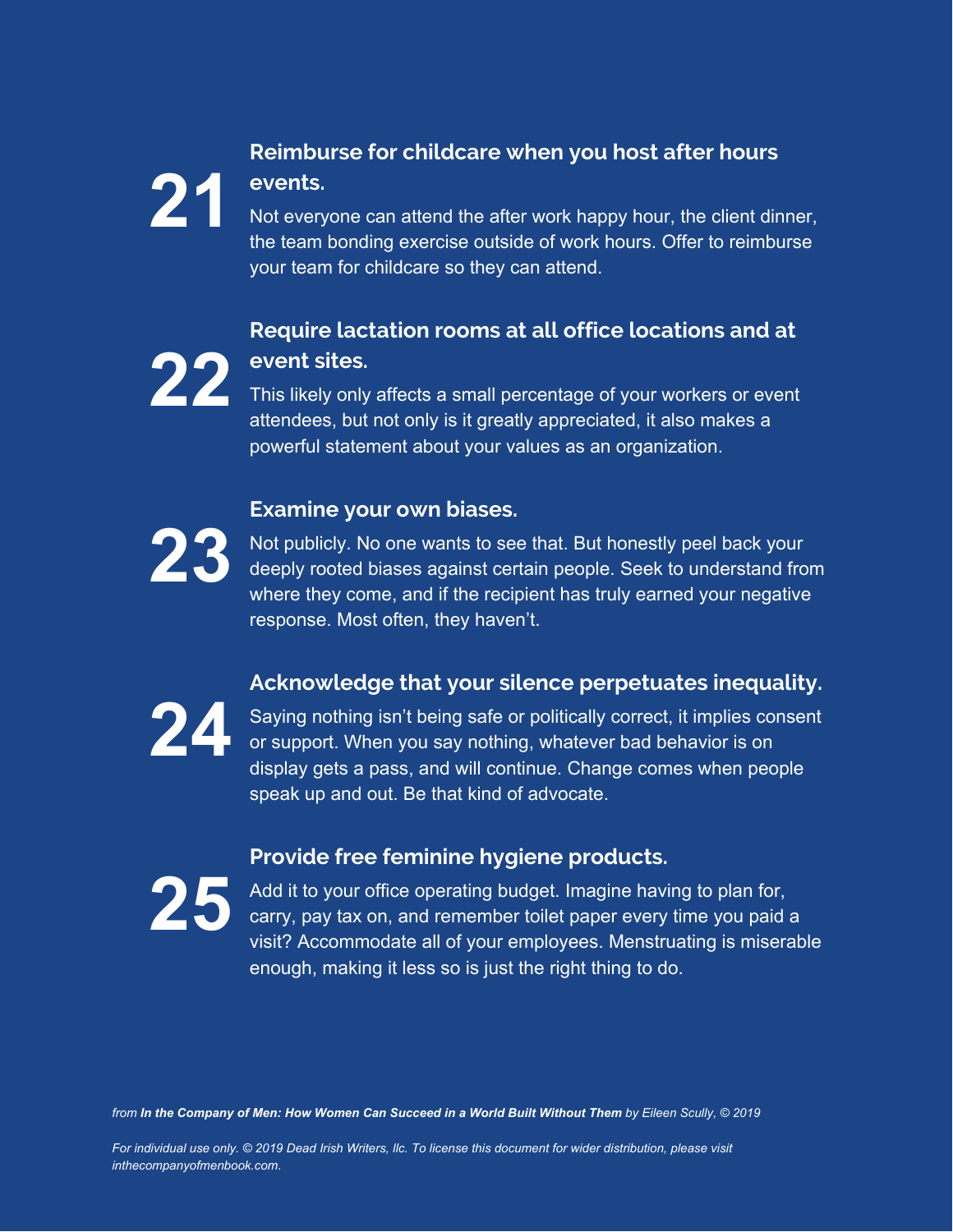## 21 Reimburse for childcare when you host after hours events.

Not everyone can attend the after work happy hour, the client dinner, the team bonding exercise outside of work hours. Offer to reimburse your team for childcare so they can attend.

## 22 Require lactation rooms at all office locations and at event sites.

This likely only affects a small percentage of your workers or event attendees, but not only is it greatly appreciated, it also makes a powerful statement about your values as an organization.

## 23 Examine your own biases.

Not publicly. No one wants to see that. But honestly peel back your deeply rooted biases against certain people. Seek to understand from where they come, and if the recipient has truly earned your negative response. Most often, they haven't.

## 24 Acknowledge that your silence perpetuates inequality.

Saying nothing isn't being safe or politically correct, it implies consent or support. When you say nothing, whatever bad behavior is on display gets a pass, and will continue. Change comes when people speak up and out. Be that kind of advocate.

## 25 Provide free feminine hygiene products.

Add it to your office operating budget. Imagine having to plan for, carry, pay tax on, and remember toilet paper every time you paid a visit? Accommodate all of your employees. Menstruating is miserable enough, making it less so is just the right thing to do.

*from **In the Company of Men: How Women Can Succeed in a World Built Without Them** by Eileen Scully, © 2019*

*For individual use only. © 2019 Dead Irish Writers, llc. To license this document for wider distribution, please visit inthecompanyofmenbook.com.*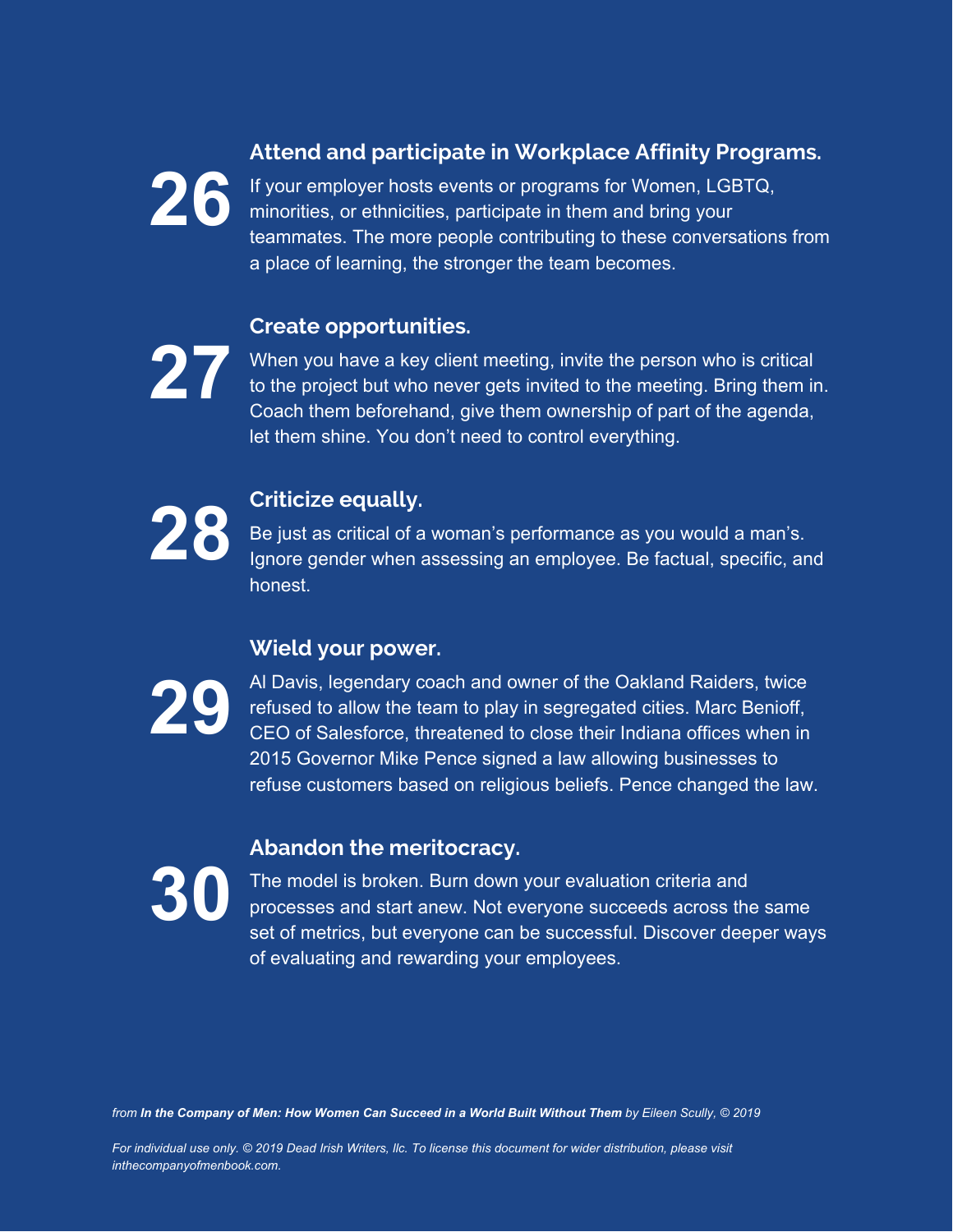## 26 Attend and participate in Workplace Affinity Programs.

If your employer hosts events or programs for Women, LGBTQ, minorities, or ethnicities, participate in them and bring your teammates. The more people contributing to these conversations from a place of learning, the stronger the team becomes.

## 27 Create opportunities.

When you have a key client meeting, invite the person who is critical to the project but who never gets invited to the meeting. Bring them in. Coach them beforehand, give them ownership of part of the agenda, let them shine. You don't need to control everything.

## 28 Criticize equally.

Be just as critical of a woman's performance as you would a man's. Ignore gender when assessing an employee. Be factual, specific, and honest.

## 29 Wield your power.

Al Davis, legendary coach and owner of the Oakland Raiders, twice refused to allow the team to play in segregated cities. Marc Benioff, CEO of Salesforce, threatened to close their Indiana offices when in 2015 Governor Mike Pence signed a law allowing businesses to refuse customers based on religious beliefs. Pence changed the law.

## 30 Abandon the meritocracy.

The model is broken. Burn down your evaluation criteria and processes and start anew. Not everyone succeeds across the same set of metrics, but everyone can be successful. Discover deeper ways of evaluating and rewarding your employees.

*from **In the Company of Men: How Women Can Succeed in a World Built Without Them** by Eileen Scully, © 2019*

*For individual use only. © 2019 Dead Irish Writers, llc. To license this document for wider distribution, please visit inthecompanyofmenbook.com.*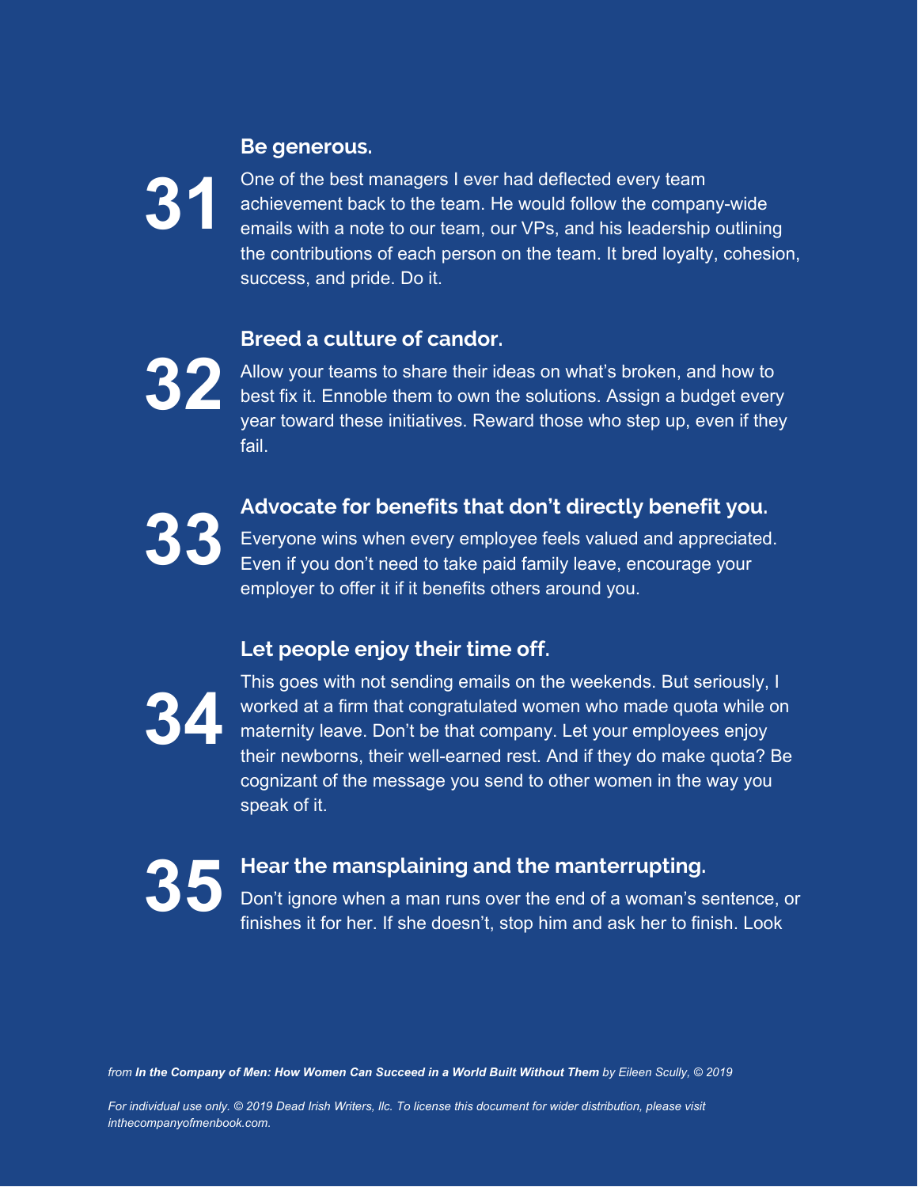## 31 Be generous.

One of the best managers I ever had deflected every team achievement back to the team. He would follow the company-wide emails with a note to our team, our VPs, and his leadership outlining the contributions of each person on the team. It bred loyalty, cohesion, success, and pride. Do it.

## 32 Breed a culture of candor.

Allow your teams to share their ideas on what's broken, and how to best fix it. Ennoble them to own the solutions. Assign a budget every year toward these initiatives. Reward those who step up, even if they fail.

## 33 Advocate for benefits that don't directly benefit you.

Everyone wins when every employee feels valued and appreciated. Even if you don't need to take paid family leave, encourage your employer to offer it if it benefits others around you.

## 34 Let people enjoy their time off.

This goes with not sending emails on the weekends. But seriously, I worked at a firm that congratulated women who made quota while on maternity leave. Don't be that company. Let your employees enjoy their newborns, their well-earned rest. And if they do make quota? Be cognizant of the message you send to other women in the way you speak of it.

## 35 Hear the mansplaining and the manterrupting.

Don't ignore when a man runs over the end of a woman's sentence, or finishes it for her. If she doesn't, stop him and ask her to finish. Look

*from **In the Company of Men: How Women Can Succeed in a World Built Without Them** by Eileen Scully, © 2019*

*For individual use only. © 2019 Dead Irish Writers, llc. To license this document for wider distribution, please visit inthecompanyofmenbook.com.*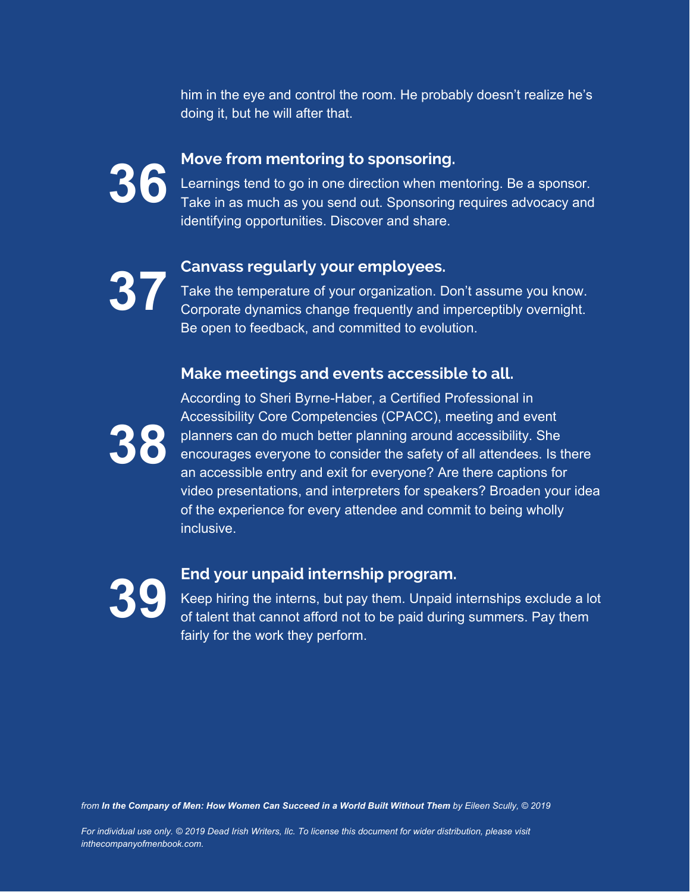him in the eye and control the room. He probably doesn't realize he's doing it, but he will after that.

## 36 Move from mentoring to sponsoring.

Learnings tend to go in one direction when mentoring. Be a sponsor. Take in as much as you send out. Sponsoring requires advocacy and identifying opportunities. Discover and share.

## 37 Canvass regularly your employees.

Take the temperature of your organization. Don't assume you know. Corporate dynamics change frequently and imperceptibly overnight. Be open to feedback, and committed to evolution.

## 38 Make meetings and events accessible to all.

According to Sheri Byrne-Haber, a Certified Professional in Accessibility Core Competencies (CPACC), meeting and event planners can do much better planning around accessibility. She encourages everyone to consider the safety of all attendees. Is there an accessible entry and exit for everyone? Are there captions for video presentations, and interpreters for speakers? Broaden your idea of the experience for every attendee and commit to being wholly inclusive.

## 39 End your unpaid internship program.

Keep hiring the interns, but pay them. Unpaid internships exclude a lot of talent that cannot afford not to be paid during summers. Pay them fairly for the work they perform.

*from **In the Company of Men: How Women Can Succeed in a World Built Without Them** by Eileen Scully, © 2019*

*For individual use only. © 2019 Dead Irish Writers, llc. To license this document for wider distribution, please visit inthecompanyofmenbook.com.*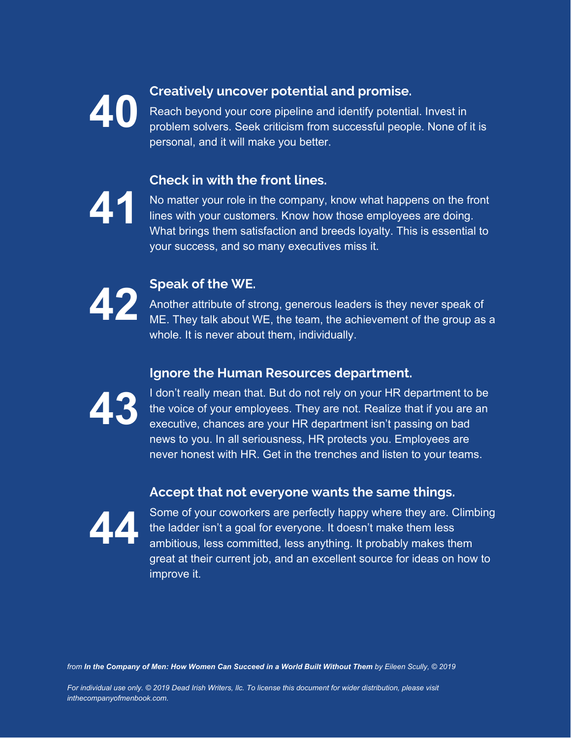## 40 Creatively uncover potential and promise.

Reach beyond your core pipeline and identify potential. Invest in problem solvers. Seek criticism from successful people. None of it is personal, and it will make you better.

## 41 Check in with the front lines.

No matter your role in the company, know what happens on the front lines with your customers. Know how those employees are doing. What brings them satisfaction and breeds loyalty. This is essential to your success, and so many executives miss it.

## 42 Speak of the WE.

Another attribute of strong, generous leaders is they never speak of ME. They talk about WE, the team, the achievement of the group as a whole. It is never about them, individually.

## 43 Ignore the Human Resources department.

I don't really mean that. But do not rely on your HR department to be the voice of your employees. They are not. Realize that if you are an executive, chances are your HR department isn't passing on bad news to you. In all seriousness, HR protects you. Employees are never honest with HR. Get in the trenches and listen to your teams.

## 44 Accept that not everyone wants the same things.

Some of your coworkers are perfectly happy where they are. Climbing the ladder isn't a goal for everyone. It doesn't make them less ambitious, less committed, less anything. It probably makes them great at their current job, and an excellent source for ideas on how to improve it.

*from **In the Company of Men: How Women Can Succeed in a World Built Without Them** by Eileen Scully, © 2019*

*For individual use only. © 2019 Dead Irish Writers, llc. To license this document for wider distribution, please visit inthecompanyofmenbook.com.*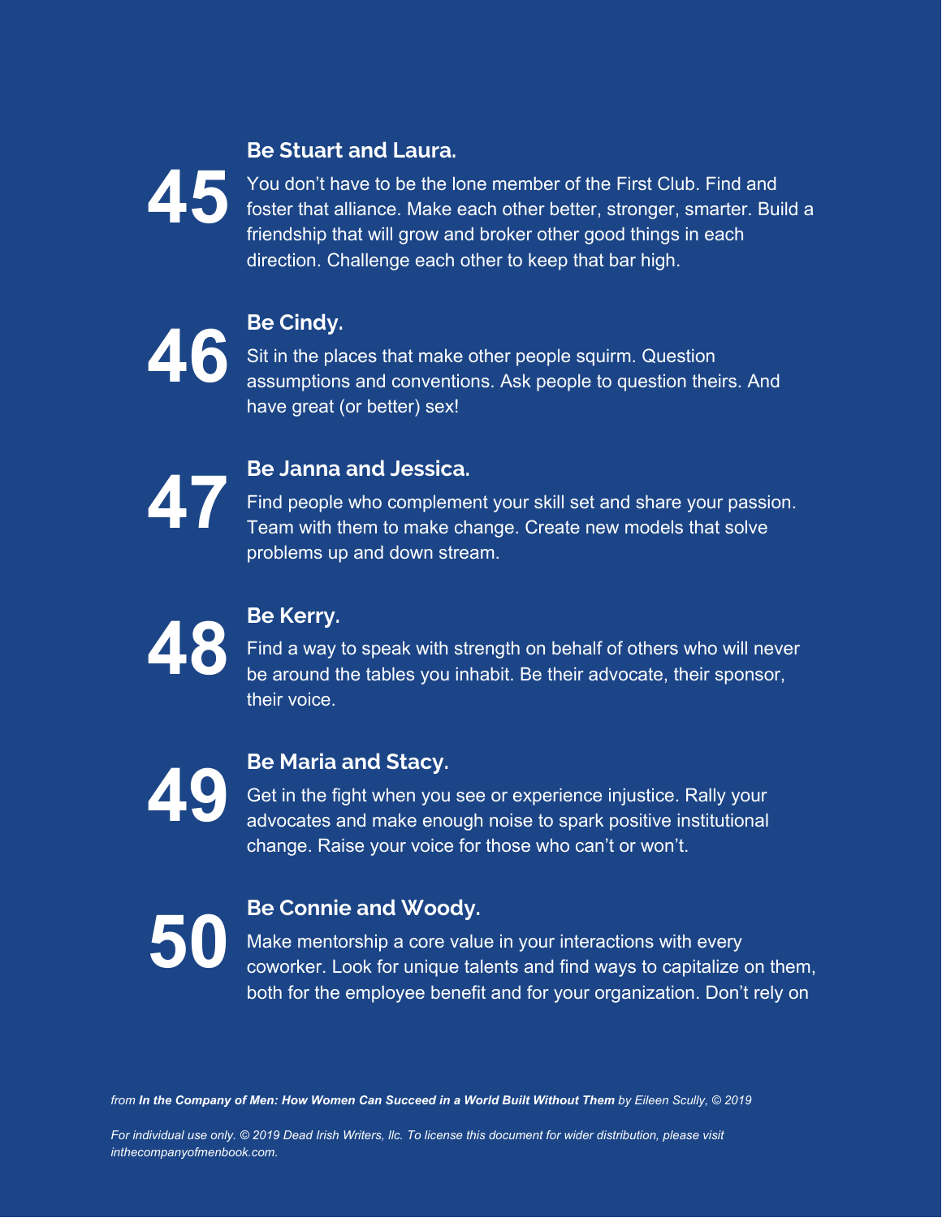## 45 Be Stuart and Laura.

You don't have to be the lone member of the First Club. Find and foster that alliance. Make each other better, stronger, smarter. Build a friendship that will grow and broker other good things in each direction. Challenge each other to keep that bar high.

## 46 Be Cindy.

Sit in the places that make other people squirm. Question assumptions and conventions. Ask people to question theirs. And have great (or better) sex!

## 47 Be Janna and Jessica.

Find people who complement your skill set and share your passion. Team with them to make change. Create new models that solve problems up and down stream.

## 48 Be Kerry.

Find a way to speak with strength on behalf of others who will never be around the tables you inhabit. Be their advocate, their sponsor, their voice.

## 49 Be Maria and Stacy.

Get in the fight when you see or experience injustice. Rally your advocates and make enough noise to spark positive institutional change. Raise your voice for those who can't or won't.

## 50 Be Connie and Woody.

Make mentorship a core value in your interactions with every coworker. Look for unique talents and find ways to capitalize on them, both for the employee benefit and for your organization. Don't rely on

*from **In the Company of Men: How Women Can Succeed in a World Built Without Them** by Eileen Scully, © 2019*

*For individual use only. © 2019 Dead Irish Writers, llc. To license this document for wider distribution, please visit inthecompanyofmenbook.com.*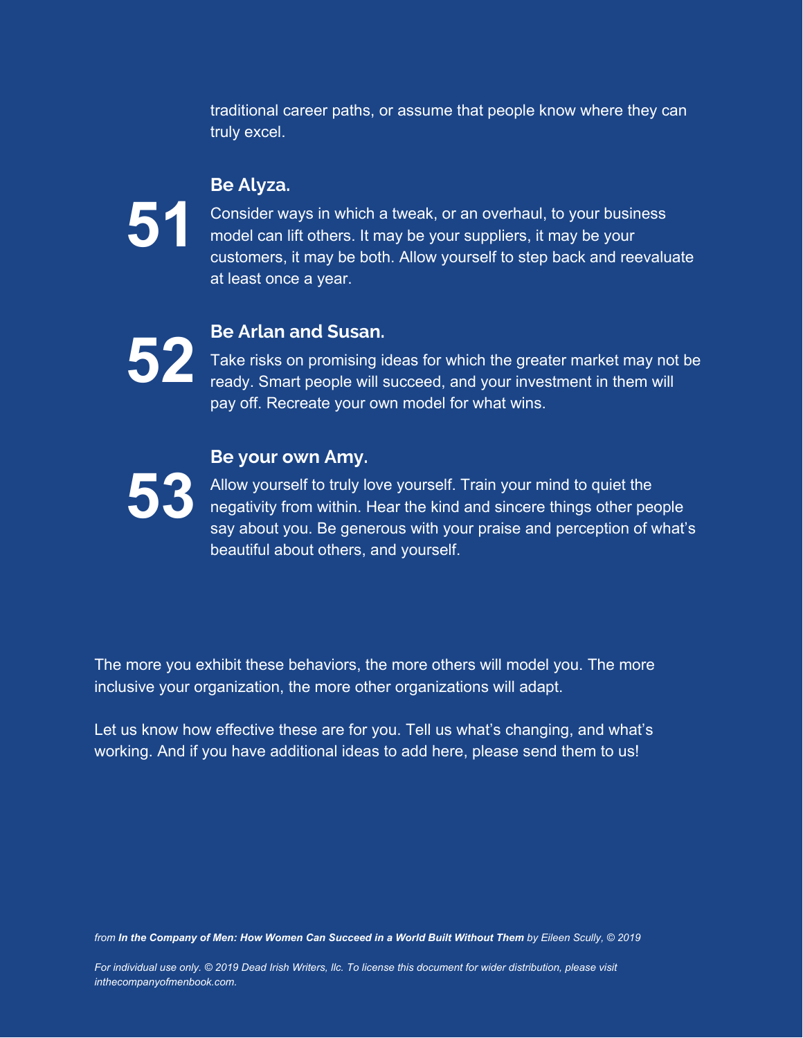traditional career paths, or assume that people know where they can truly excel.

**51**

### Be Alyza.

Consider ways in which a tweak, or an overhaul, to your business model can lift others. It may be your suppliers, it may be your customers, it may be both. Allow yourself to step back and reevaluate at least once a year.

**52**

### Be Arlan and Susan.

Take risks on promising ideas for which the greater market may not be ready. Smart people will succeed, and your investment in them will pay off. Recreate your own model for what wins.

**53**

### Be your own Amy.

Allow yourself to truly love yourself. Train your mind to quiet the negativity from within. Hear the kind and sincere things other people say about you. Be generous with your praise and perception of what's beautiful about others, and yourself.

The more you exhibit these behaviors, the more others will model you. The more inclusive your organization, the more other organizations will adapt.

Let us know how effective these are for you. Tell us what's changing, and what's working. And if you have additional ideas to add here, please send them to us!

*from **In the Company of Men: How Women Can Succeed in a World Built Without Them** by Eileen Scully, © 2019*

*For individual use only. © 2019 Dead Irish Writers, llc. To license this document for wider distribution, please visit inthecompanyofmenbook.com.*